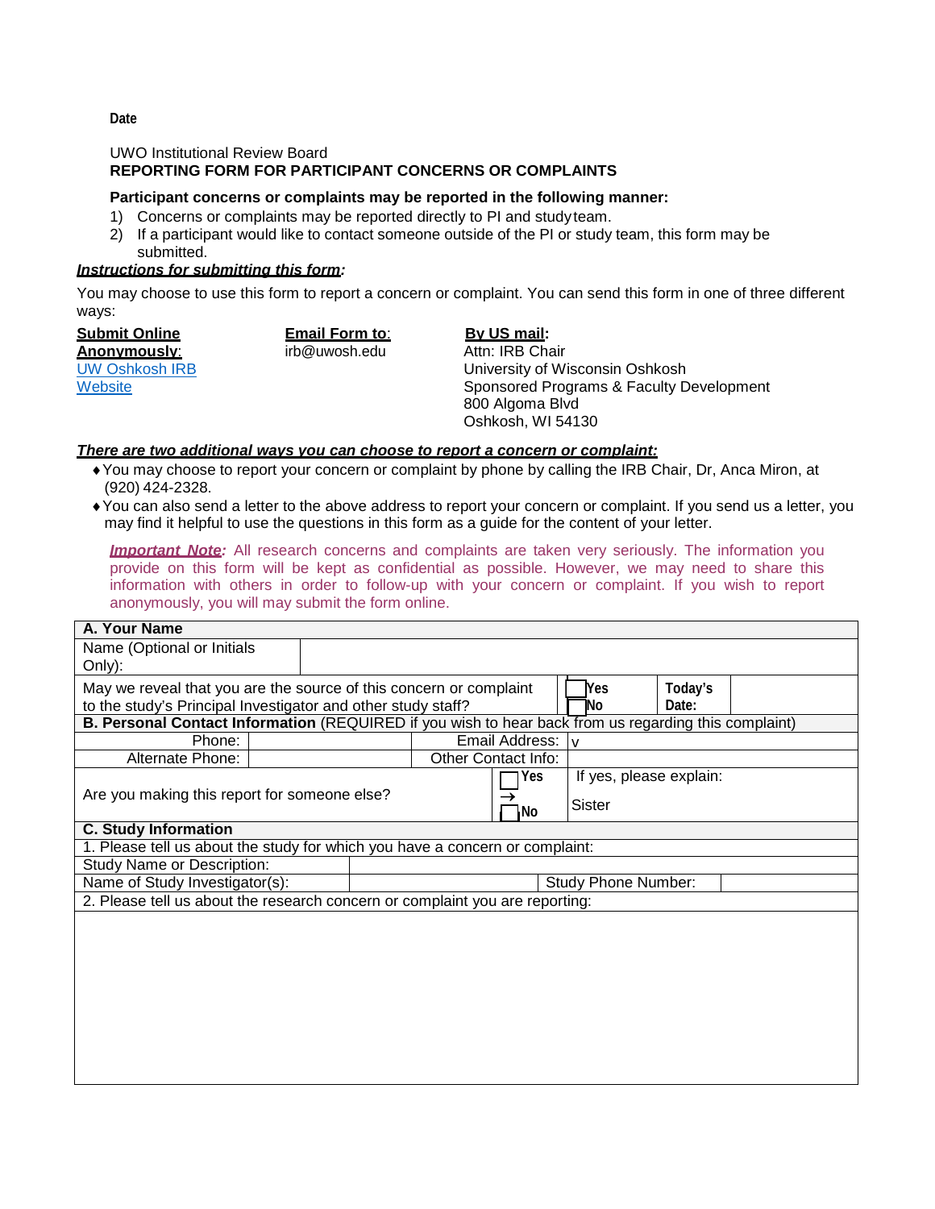**Date**

UWO Institutional Review Board
**REPORTING FORM FOR PARTICIPANT CONCERNS OR COMPLAINTS**

**Participant concerns or complaints may be reported in the following manner:**

1) Concerns or complaints may be reported directly to PI and study team.
2) If a participant would like to contact someone outside of the PI or study team, this form may be submitted.

***Instructions for submitting this form:***

You may choose to use this form to report a concern or complaint. You can send this form in one of three different ways:

| **Submit Online Anonymously:** | **Email Form to:** | **By US mail:** |
|---|---|---|
| UW Oshkosh IRB Website | irb@uwosh.edu | Attn: IRB Chair<br>University of Wisconsin Oshkosh<br>Sponsored Programs & Faculty Development<br>800 Algoma Blvd<br>Oshkosh, WI 54130 |

***There are two additional ways you can choose to report a concern or complaint:***

- You may choose to report your concern or complaint by phone by calling the IRB Chair, Dr, Anca Miron, at (920) 424-2328.
- You can also send a letter to the above address to report your concern or complaint. If you send us a letter, you may find it helpful to use the questions in this form as a guide for the content of your letter.

***Important Note:*** All research concerns and complaints are taken very seriously. The information you provide on this form will be kept as confidential as possible. However, we may need to share this information with others in order to follow-up with your concern or complaint. If you wish to report anonymously, you will may submit the form online.

| **A. Your Name** | | | |
|---|---|---|---|
| Name (Optional or Initials Only): | | | |
| May we reveal that you are the source of this concern or complaint to the study's Principal Investigator and other study staff? | ☐ Yes ☐ No | **Today's Date:** | |
| **B. Personal Contact Information** (REQUIRED if you wish to hear back from us regarding this complaint) | | | |
| Phone: | | Email Address: | v |
| Alternate Phone: | | Other Contact Info: | |
| Are you making this report for someone else? | ☐ Yes → ☐ No | If yes, please explain: Sister | |
| **C. Study Information** | | | |
| 1. Please tell us about the study for which you have a concern or complaint: | | | |
| Study Name or Description: | | | |
| Name of Study Investigator(s): | | Study Phone Number: | |
| 2. Please tell us about the research concern or complaint you are reporting: | | | |
| | | | |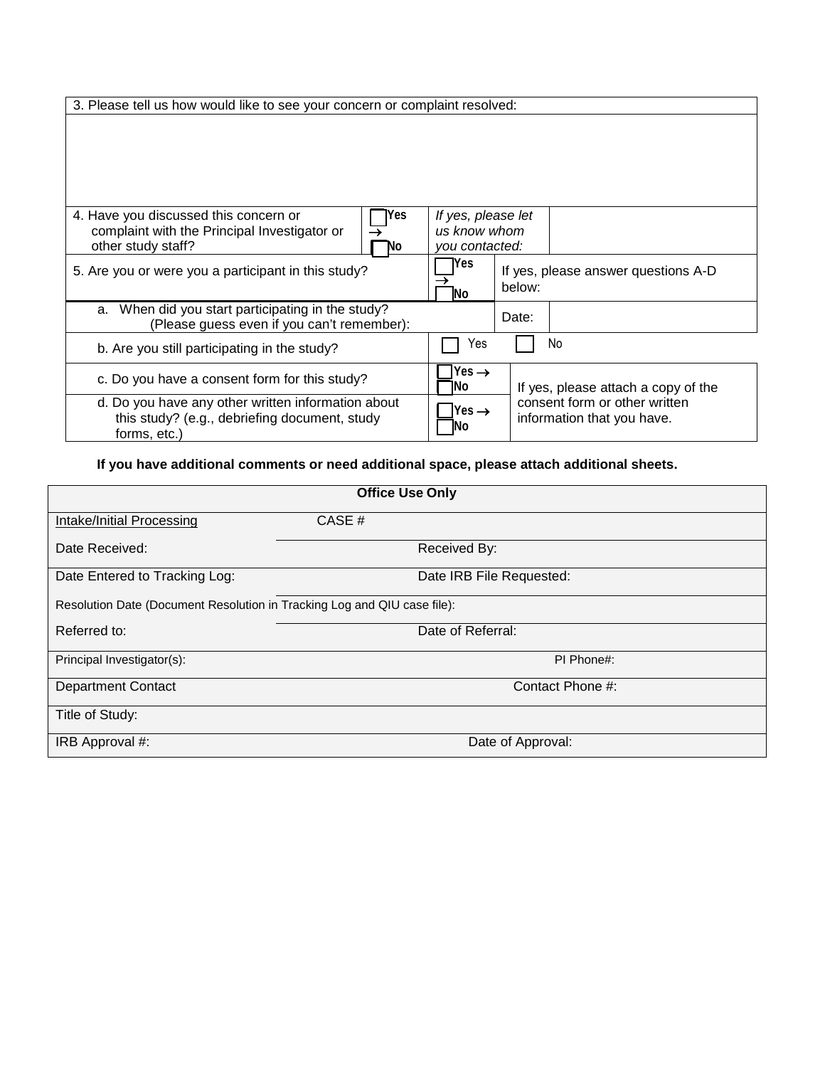| 3. Please tell us how would like to see your concern or complaint resolved: | | | |
|---|---|---|---|
| | | | |
| 4. Have you discussed this concern or complaint with the Principal Investigator or other study staff? | ☐ Yes → ☐ No | *If yes, please let us know whom you contacted:* | |
| 5. Are you or were you a participant in this study? | ☐ Yes → ☐ No | If yes, please answer questions A-D below: | |
| a. When did you start participating in the study? (Please guess even if you can't remember): | | Date: | |
| b. Are you still participating in the study? | ☐ Yes | ☐ No | |
| c. Do you have a consent form for this study? | ☐ Yes → ☐ No | If yes, please attach a copy of the consent form or other written information that you have. | |
| d. Do you have any other written information about this study? (e.g., debriefing document, study forms, etc.) | ☐ Yes → ☐ No | | |

**If you have additional comments or need additional space, please attach additional sheets.**

| **Office Use Only** | |
|---|---|
| Intake/Initial Processing | CASE # |
| Date Received: | Received By: |
| Date Entered to Tracking Log: | Date IRB File Requested: |
| Resolution Date (Document Resolution in Tracking Log and QIU case file): | |
| Referred to: | Date of Referral: |
| Principal Investigator(s): | PI Phone#: |
| Department Contact | Contact Phone #: |
| Title of Study: | |
| IRB Approval #: | Date of Approval: |